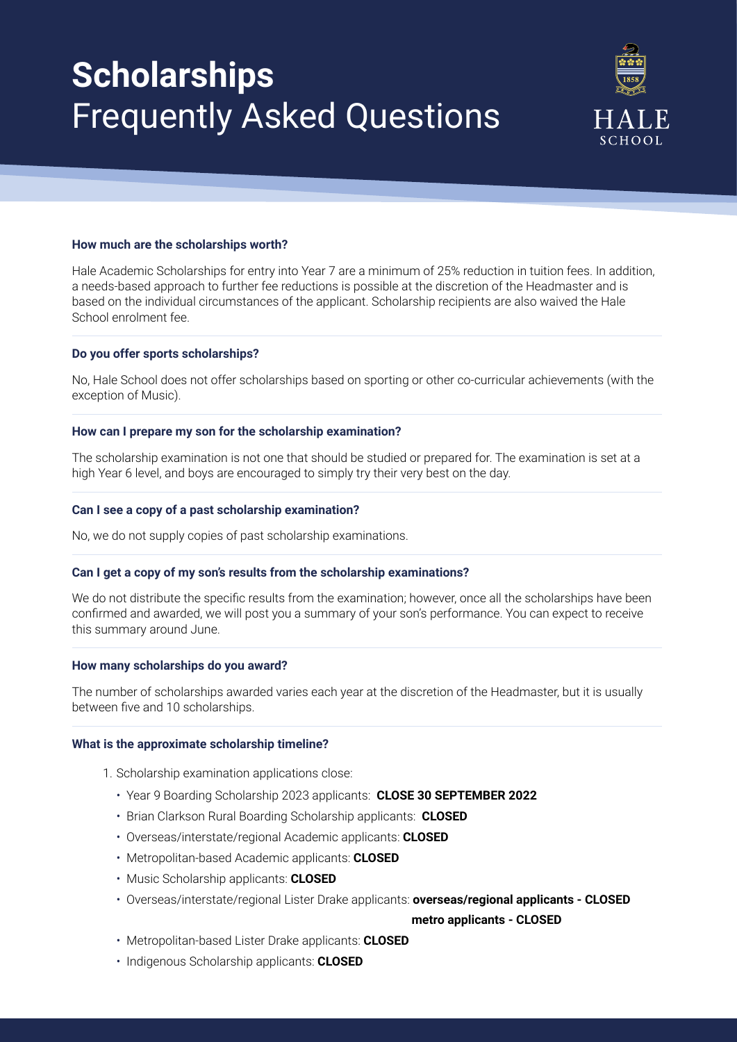# **Scholarships**
# Frequently Asked Questions

HALE SCHOOL

**How much are the scholarships worth?**

Hale Academic Scholarships for entry into Year 7 are a minimum of 25% reduction in tuition fees. In addition, a needs-based approach to further fee reductions is possible at the discretion of the Headmaster and is based on the individual circumstances of the applicant. Scholarship recipients are also waived the Hale School enrolment fee.

**Do you offer sports scholarships?**

No, Hale School does not offer scholarships based on sporting or other co-curricular achievements (with the exception of Music).

**How can I prepare my son for the scholarship examination?**

The scholarship examination is not one that should be studied or prepared for. The examination is set at a high Year 6 level, and boys are encouraged to simply try their very best on the day.

**Can I see a copy of a past scholarship examination?**

No, we do not supply copies of past scholarship examinations.

**Can I get a copy of my son's results from the scholarship examinations?**

We do not distribute the specific results from the examination; however, once all the scholarships have been confirmed and awarded, we will post you a summary of your son's performance. You can expect to receive this summary around June.

**How many scholarships do you award?**

The number of scholarships awarded varies each year at the discretion of the Headmaster, but it is usually between five and 10 scholarships.

**What is the approximate scholarship timeline?**

1. Scholarship examination applications close:
   - Year 9 Boarding Scholarship 2023 applicants: **CLOSE 30 SEPTEMBER 2022**
   - Brian Clarkson Rural Boarding Scholarship applicants: **CLOSED**
   - Overseas/interstate/regional Academic applicants: **CLOSED**
   - Metropolitan-based Academic applicants: **CLOSED**
   - Music Scholarship applicants: **CLOSED**
   - Overseas/interstate/regional Lister Drake applicants: **overseas/regional applicants - CLOSED**
     **metro applicants - CLOSED**
   - Metropolitan-based Lister Drake applicants: **CLOSED**
   - Indigenous Scholarship applicants: **CLOSED**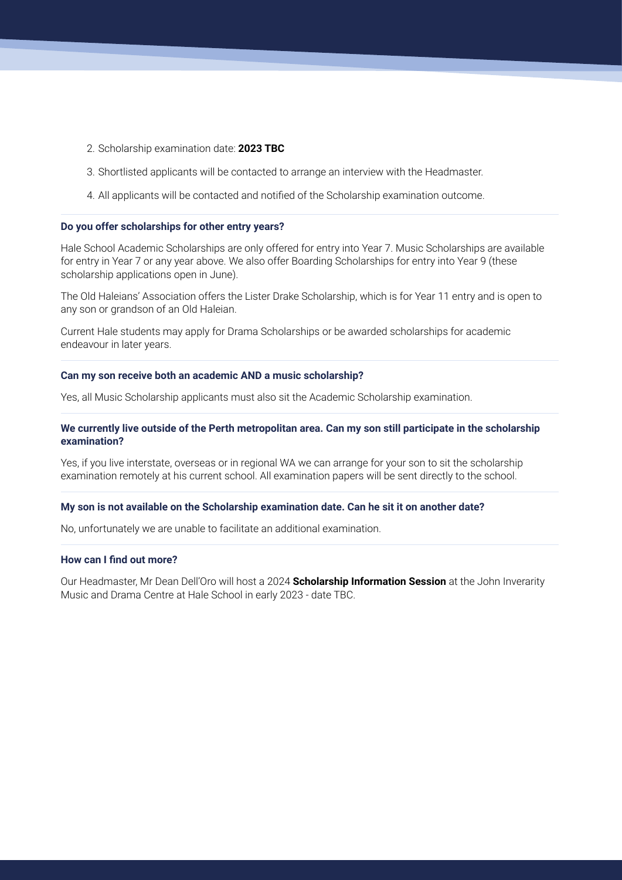2. Scholarship examination date: **2023 TBC**
3. Shortlisted applicants will be contacted to arrange an interview with the Headmaster.
4. All applicants will be contacted and notified of the Scholarship examination outcome.

**Do you offer scholarships for other entry years?**

Hale School Academic Scholarships are only offered for entry into Year 7. Music Scholarships are available for entry in Year 7 or any year above. We also offer Boarding Scholarships for entry into Year 9 (these scholarship applications open in June).

The Old Haleians' Association offers the Lister Drake Scholarship, which is for Year 11 entry and is open to any son or grandson of an Old Haleian.

Current Hale students may apply for Drama Scholarships or be awarded scholarships for academic endeavour in later years.

**Can my son receive both an academic AND a music scholarship?**

Yes, all Music Scholarship applicants must also sit the Academic Scholarship examination.

**We currently live outside of the Perth metropolitan area. Can my son still participate in the scholarship examination?**

Yes, if you live interstate, overseas or in regional WA we can arrange for your son to sit the scholarship examination remotely at his current school. All examination papers will be sent directly to the school.

**My son is not available on the Scholarship examination date. Can he sit it on another date?**

No, unfortunately we are unable to facilitate an additional examination.

**How can I find out more?**

Our Headmaster, Mr Dean Dell'Oro will host a 2024 **Scholarship Information Session** at the John Inverarity Music and Drama Centre at Hale School in early 2023 - date TBC.